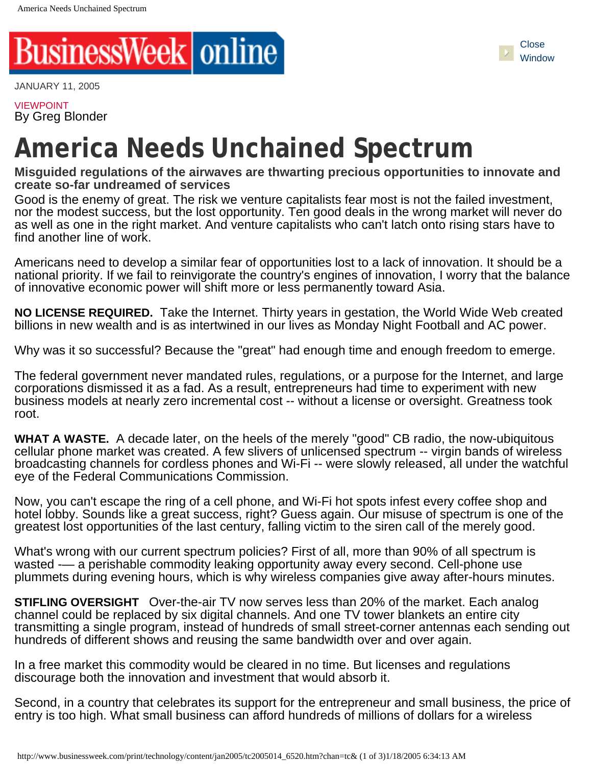JANUARY 11, 2005

VIEWPOINT

By Greg Blonder

# America Needs Unchained Spectrum

**Misguided regulations of the airwaves are thwarting precious opportunities to innovate and create so-far undreamed of services**

Good is the enemy of great. The risk we venture capitalists fear most is not the failed investment, nor the modest success, but the lost opportunity. Ten good deals in the wrong market will never do as well as one in the right market. And venture capitalists who can't latch onto rising stars have to find another line of work.

Americans need to develop a similar fear of opportunities lost to a lack of innovation. It should be a national priority. If we fail to reinvigorate the country's engines of innovation, I worry that the balance of innovative economic power will shift more or less permanently toward Asia.

**NO LICENSE REQUIRED.** Take the Internet. Thirty years in gestation, the World Wide Web created billions in new wealth and is as intertwined in our lives as Monday Night Football and AC power.

Why was it so successful? Because the "great" had enough time and enough freedom to emerge.

The federal government never mandated rules, regulations, or a purpose for the Internet, and large corporations dismissed it as a fad. As a result, entrepreneurs had time to experiment with new business models at nearly zero incremental cost -- without a license or oversight. Greatness took root.

**WHAT A WASTE.** A decade later, on the heels of the merely "good" CB radio, the now-ubiquitous cellular phone market was created. A few slivers of unlicensed spectrum -- virgin bands of wireless broadcasting channels for cordless phones and Wi-Fi -- were slowly released, all under the watchful eye of the Federal Communications Commission.

Now, you can't escape the ring of a cell phone, and Wi-Fi hot spots infest every coffee shop and hotel lobby. Sounds like a great success, right? Guess again. Our misuse of spectrum is one of the greatest lost opportunities of the last century, falling victim to the siren call of the merely good.

What's wrong with our current spectrum policies? First of all, more than 90% of all spectrum is wasted -— a perishable commodity leaking opportunity away every second. Cell-phone use plummets during evening hours, which is why wireless companies give away after-hours minutes.

**STIFLING OVERSIGHT** Over-the-air TV now serves less than 20% of the market. Each analog channel could be replaced by six digital channels. And one TV tower blankets an entire city transmitting a single program, instead of hundreds of small street-corner antennas each sending out hundreds of different shows and reusing the same bandwidth over and over again.

In a free market this commodity would be cleared in no time. But licenses and regulations discourage both the innovation and investment that would absorb it.

Second, in a country that celebrates its support for the entrepreneur and small business, the price of entry is too high. What small business can afford hundreds of millions of dollars for a wireless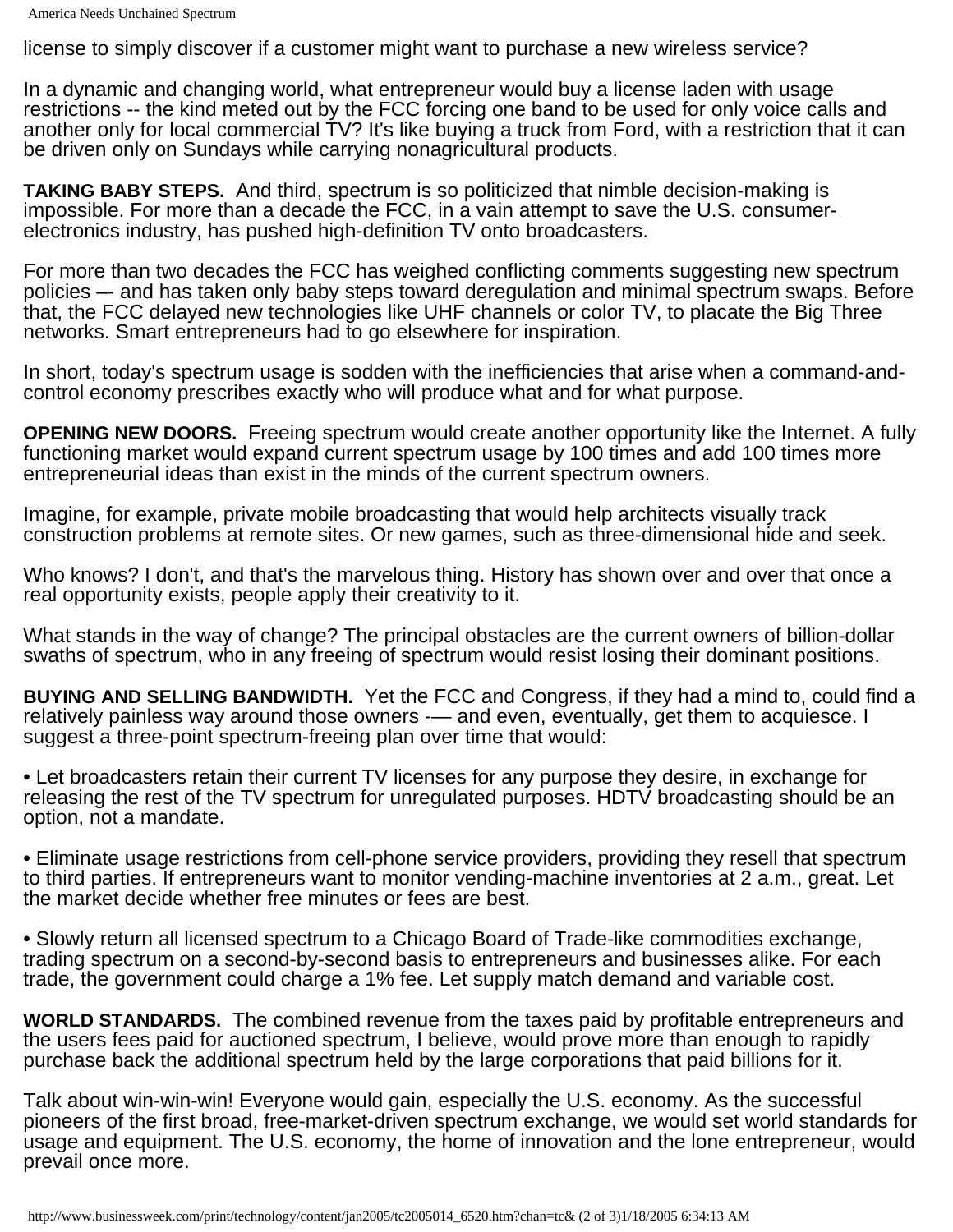license to simply discover if a customer might want to purchase a new wireless service?

In a dynamic and changing world, what entrepreneur would buy a license laden with usage restrictions -- the kind meted out by the FCC forcing one band to be used for only voice calls and another only for local commercial TV? It's like buying a truck from Ford, with a restriction that it can be driven only on Sundays while carrying nonagricultural products.

**TAKING BABY STEPS.** And third, spectrum is so politicized that nimble decision-making is impossible. For more than a decade the FCC, in a vain attempt to save the U.S. consumer-electronics industry, has pushed high-definition TV onto broadcasters.

For more than two decades the FCC has weighed conflicting comments suggesting new spectrum policies –- and has taken only baby steps toward deregulation and minimal spectrum swaps. Before that, the FCC delayed new technologies like UHF channels or color TV, to placate the Big Three networks. Smart entrepreneurs had to go elsewhere for inspiration.

In short, today's spectrum usage is sodden with the inefficiencies that arise when a command-and-control economy prescribes exactly who will produce what and for what purpose.

**OPENING NEW DOORS.** Freeing spectrum would create another opportunity like the Internet. A fully functioning market would expand current spectrum usage by 100 times and add 100 times more entrepreneurial ideas than exist in the minds of the current spectrum owners.

Imagine, for example, private mobile broadcasting that would help architects visually track construction problems at remote sites. Or new games, such as three-dimensional hide and seek.

Who knows? I don't, and that's the marvelous thing. History has shown over and over that once a real opportunity exists, people apply their creativity to it.

What stands in the way of change? The principal obstacles are the current owners of billion-dollar swaths of spectrum, who in any freeing of spectrum would resist losing their dominant positions.

**BUYING AND SELLING BANDWIDTH.** Yet the FCC and Congress, if they had a mind to, could find a relatively painless way around those owners -— and even, eventually, get them to acquiesce. I suggest a three-point spectrum-freeing plan over time that would:

- Let broadcasters retain their current TV licenses for any purpose they desire, in exchange for releasing the rest of the TV spectrum for unregulated purposes. HDTV broadcasting should be an option, not a mandate.

- Eliminate usage restrictions from cell-phone service providers, providing they resell that spectrum to third parties. If entrepreneurs want to monitor vending-machine inventories at 2 a.m., great. Let the market decide whether free minutes or fees are best.

- Slowly return all licensed spectrum to a Chicago Board of Trade-like commodities exchange, trading spectrum on a second-by-second basis to entrepreneurs and businesses alike. For each trade, the government could charge a 1% fee. Let supply match demand and variable cost.

**WORLD STANDARDS.** The combined revenue from the taxes paid by profitable entrepreneurs and the users fees paid for auctioned spectrum, I believe, would prove more than enough to rapidly purchase back the additional spectrum held by the large corporations that paid billions for it.

Talk about win-win-win! Everyone would gain, especially the U.S. economy. As the successful pioneers of the first broad, free-market-driven spectrum exchange, we would set world standards for usage and equipment. The U.S. economy, the home of innovation and the lone entrepreneur, would prevail once more.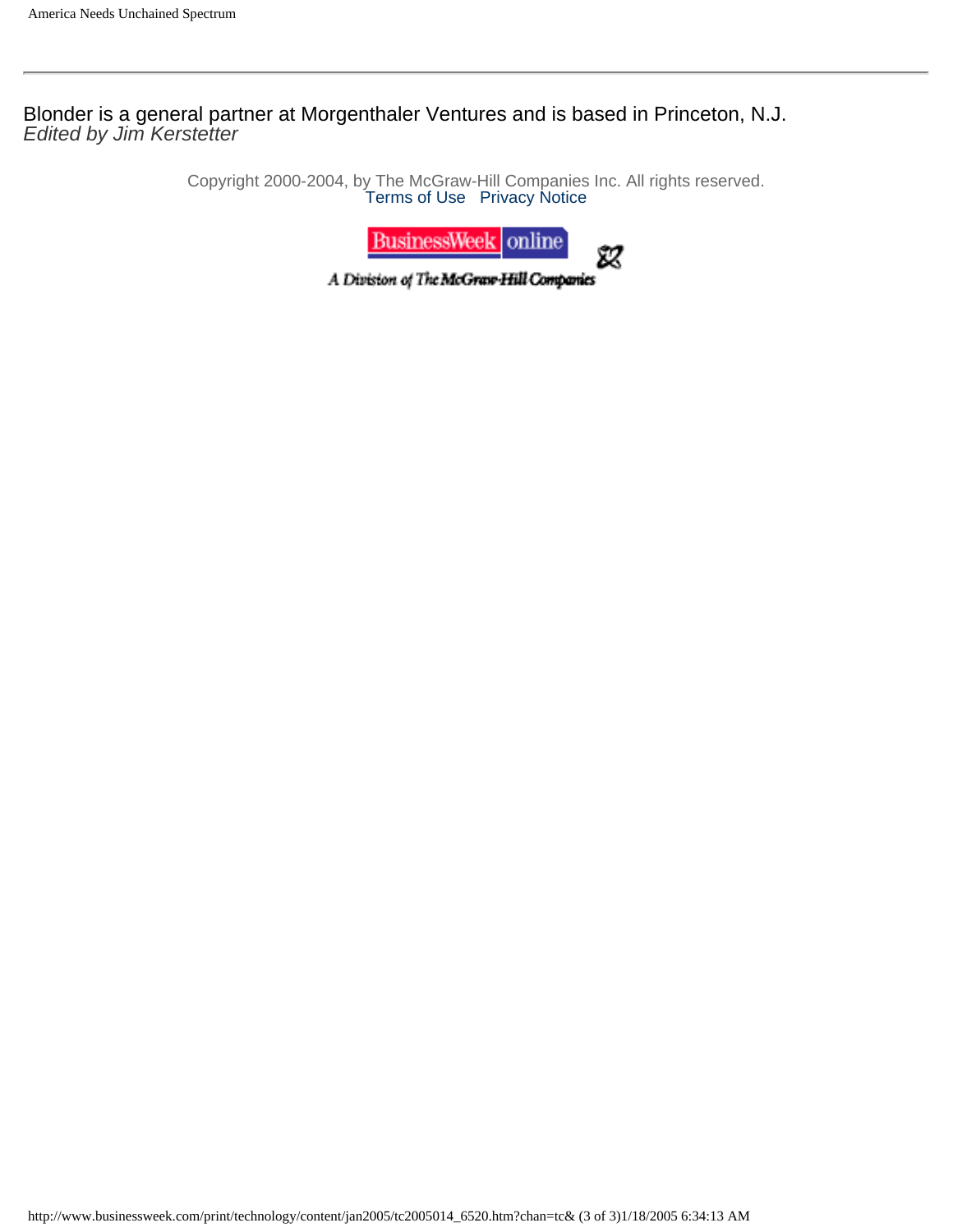Blonder is a general partner at Morgenthaler Ventures and is based in Princeton, N.J.
*Edited by Jim Kerstetter*

Copyright 2000-2004, by The McGraw-Hill Companies Inc. All rights reserved.
Terms of Use   Privacy Notice

BusinessWeek online
A Division of The McGraw-Hill Companies